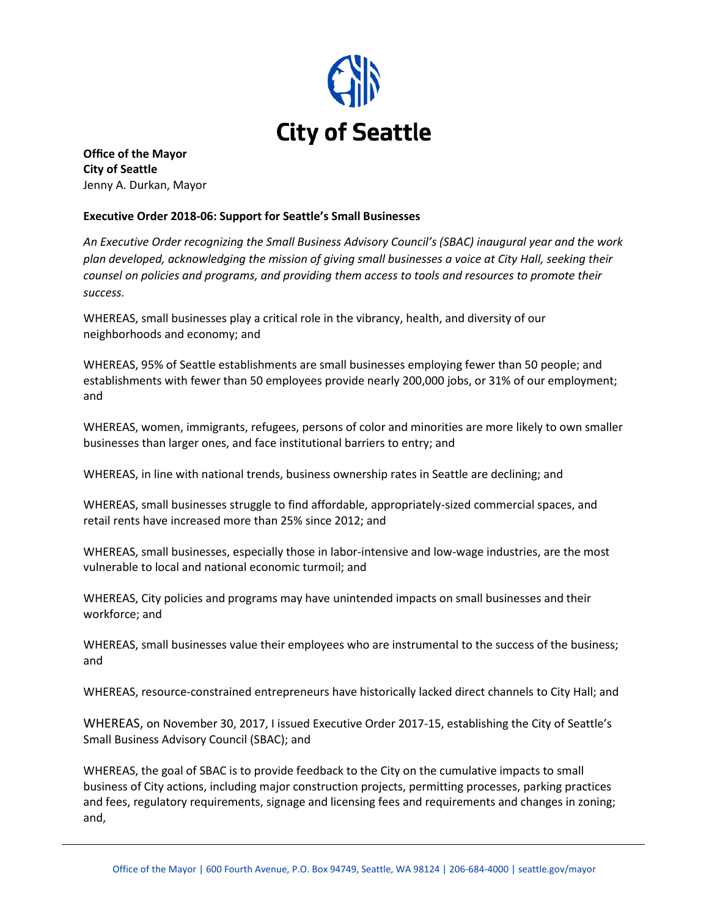**City of Seattle**

**Office of the Mayor**
**City of Seattle**
Jenny A. Durkan, Mayor

**Executive Order 2018-06: Support for Seattle's Small Businesses**

*An Executive Order recognizing the Small Business Advisory Council's (SBAC) inaugural year and the work plan developed, acknowledging the mission of giving small businesses a voice at City Hall, seeking their counsel on policies and programs, and providing them access to tools and resources to promote their success.*

WHEREAS, small businesses play a critical role in the vibrancy, health, and diversity of our neighborhoods and economy; and

WHEREAS, 95% of Seattle establishments are small businesses employing fewer than 50 people; and establishments with fewer than 50 employees provide nearly 200,000 jobs, or 31% of our employment; and

WHEREAS, women, immigrants, refugees, persons of color and minorities are more likely to own smaller businesses than larger ones, and face institutional barriers to entry; and

WHEREAS, in line with national trends, business ownership rates in Seattle are declining; and

WHEREAS, small businesses struggle to find affordable, appropriately-sized commercial spaces, and retail rents have increased more than 25% since 2012; and

WHEREAS, small businesses, especially those in labor-intensive and low-wage industries, are the most vulnerable to local and national economic turmoil; and

WHEREAS, City policies and programs may have unintended impacts on small businesses and their workforce; and

WHEREAS, small businesses value their employees who are instrumental to the success of the business; and

WHEREAS, resource-constrained entrepreneurs have historically lacked direct channels to City Hall; and

WHEREAS, on November 30, 2017, I issued Executive Order 2017-15, establishing the City of Seattle's Small Business Advisory Council (SBAC); and

WHEREAS, the goal of SBAC is to provide feedback to the City on the cumulative impacts to small business of City actions, including major construction projects, permitting processes, parking practices and fees, regulatory requirements, signage and licensing fees and requirements and changes in zoning; and,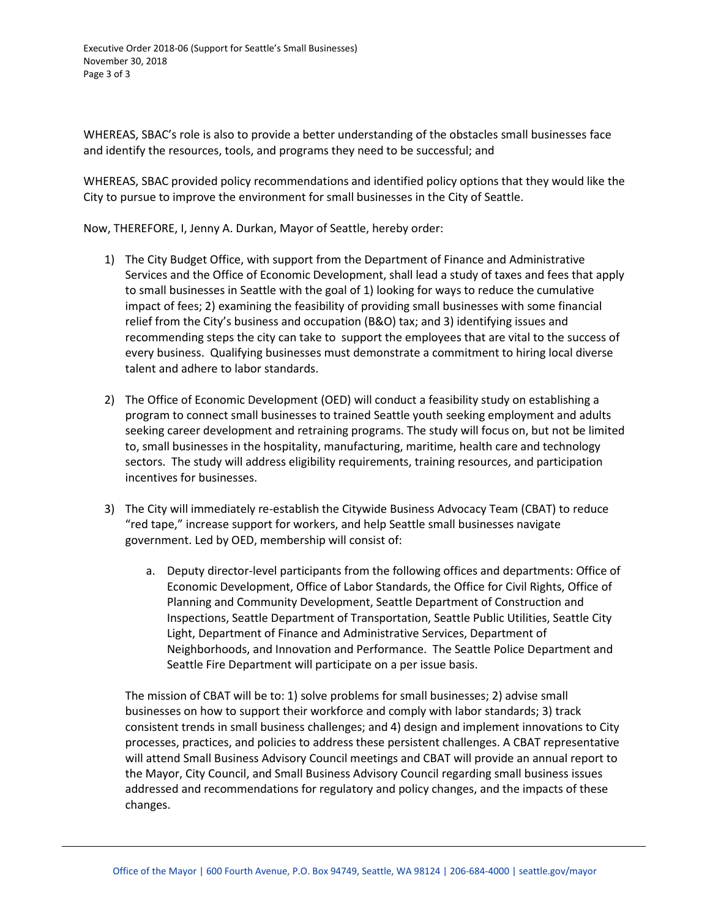WHEREAS, SBAC's role is also to provide a better understanding of the obstacles small businesses face and identify the resources, tools, and programs they need to be successful; and

WHEREAS, SBAC provided policy recommendations and identified policy options that they would like the City to pursue to improve the environment for small businesses in the City of Seattle.

Now, THEREFORE, I, Jenny A. Durkan, Mayor of Seattle, hereby order:

1) The City Budget Office, with support from the Department of Finance and Administrative Services and the Office of Economic Development, shall lead a study of taxes and fees that apply to small businesses in Seattle with the goal of 1) looking for ways to reduce the cumulative impact of fees; 2) examining the feasibility of providing small businesses with some financial relief from the City's business and occupation (B&O) tax; and 3) identifying issues and recommending steps the city can take to support the employees that are vital to the success of every business. Qualifying businesses must demonstrate a commitment to hiring local diverse talent and adhere to labor standards.

2) The Office of Economic Development (OED) will conduct a feasibility study on establishing a program to connect small businesses to trained Seattle youth seeking employment and adults seeking career development and retraining programs. The study will focus on, but not be limited to, small businesses in the hospitality, manufacturing, maritime, health care and technology sectors. The study will address eligibility requirements, training resources, and participation incentives for businesses.

3) The City will immediately re-establish the Citywide Business Advocacy Team (CBAT) to reduce "red tape," increase support for workers, and help Seattle small businesses navigate government. Led by OED, membership will consist of:

    a. Deputy director-level participants from the following offices and departments: Office of Economic Development, Office of Labor Standards, the Office for Civil Rights, Office of Planning and Community Development, Seattle Department of Construction and Inspections, Seattle Department of Transportation, Seattle Public Utilities, Seattle City Light, Department of Finance and Administrative Services, Department of Neighborhoods, and Innovation and Performance. The Seattle Police Department and Seattle Fire Department will participate on a per issue basis.

   The mission of CBAT will be to: 1) solve problems for small businesses; 2) advise small businesses on how to support their workforce and comply with labor standards; 3) track consistent trends in small business challenges; and 4) design and implement innovations to City processes, practices, and policies to address these persistent challenges. A CBAT representative will attend Small Business Advisory Council meetings and CBAT will provide an annual report to the Mayor, City Council, and Small Business Advisory Council regarding small business issues addressed and recommendations for regulatory and policy changes, and the impacts of these changes.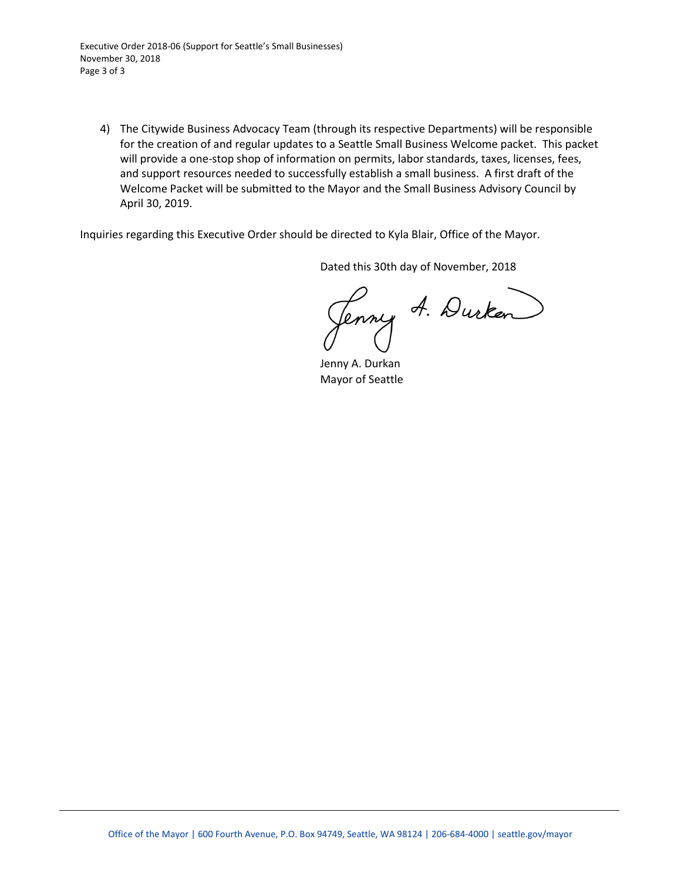4) The Citywide Business Advocacy Team (through its respective Departments) will be responsible for the creation of and regular updates to a Seattle Small Business Welcome packet. This packet will provide a one-stop shop of information on permits, labor standards, taxes, licenses, fees, and support resources needed to successfully establish a small business. A first draft of the Welcome Packet will be submitted to the Mayor and the Small Business Advisory Council by April 30, 2019.

Inquiries regarding this Executive Order should be directed to Kyla Blair, Office of the Mayor.

Dated this 30th day of November, 2018

Jenny A. Durkan

Jenny A. Durkan
Mayor of Seattle

Office of the Mayor | 600 Fourth Avenue, P.O. Box 94749, Seattle, WA 98124 | 206-684-4000 | seattle.gov/mayor